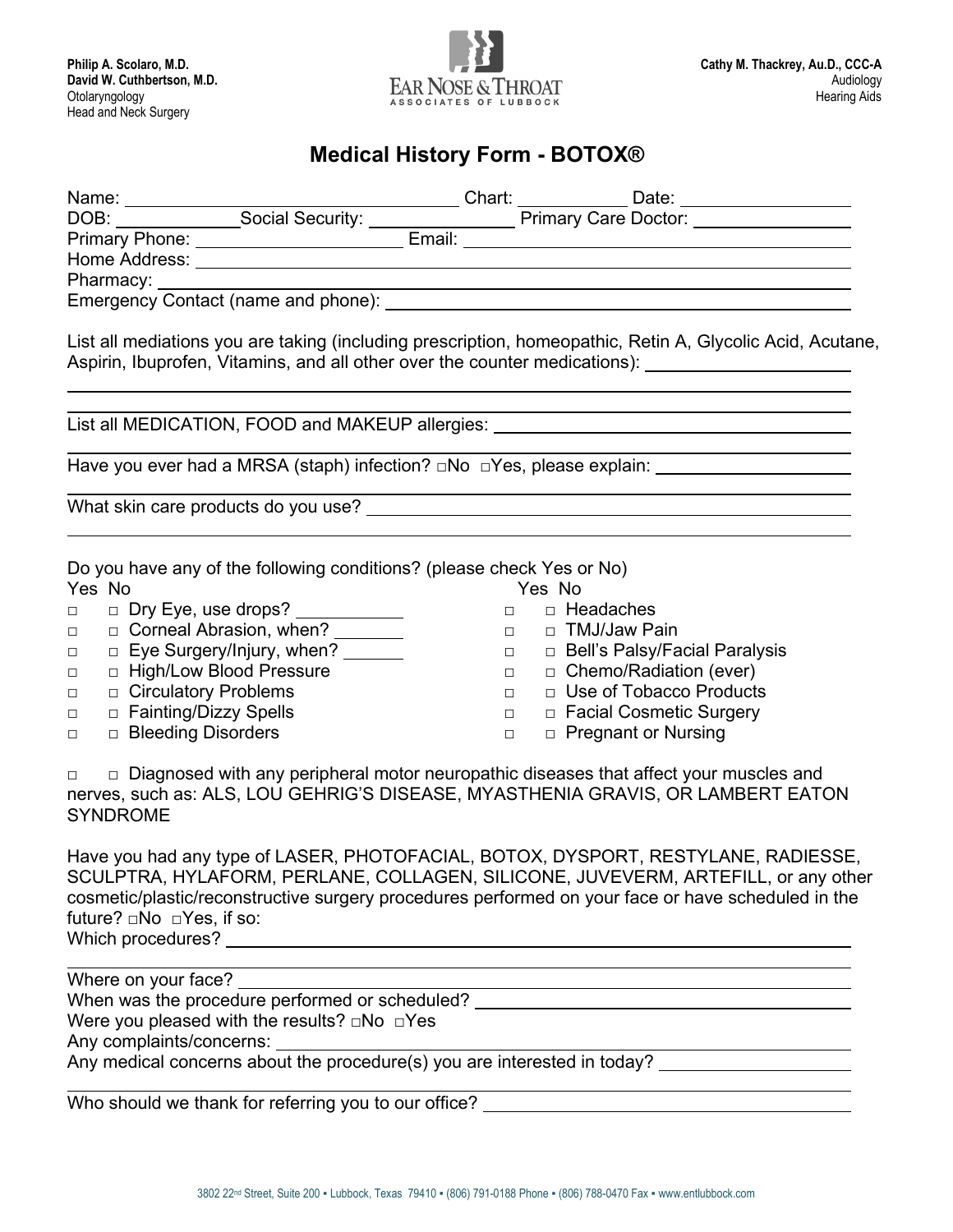**Philip A. Scolaro, M.D.**
**David W. Cuthbertson, M.D.**
Otolaryngology
Head and Neck Surgery

EAR NOSE & THROAT
ASSOCIATES OF LUBBOCK

**Cathy M. Thackrey, Au.D., CCC-A**
Audiology
Hearing Aids

# Medical History Form - BOTOX®

Name: ______________________ Chart: __________ Date: ______________

DOB: ____________ Social Security: ______________ Primary Care Doctor: ______________

Primary Phone: ____________________ Email: ______________________________

Home Address: ______________________________________________________

Pharmacy: __________________________________________________________

Emergency Contact (name and phone): ____________________________________

List all mediations you are taking (including prescription, homeopathic, Retin A, Glycolic Acid, Acutane, Aspirin, Ibuprofen, Vitamins, and all other over the counter medications): ____________________

______________________________________________________________________

______________________________________________________________________

List all MEDICATION, FOOD and MAKEUP allergies: ____________________________

______________________________________________________________________

Have you ever had a MRSA (staph) infection? □No □Yes, please explain: ________________

______________________________________________________________________

What skin care products do you use? ____________________________________

______________________________________________________________________

Do you have any of the following conditions? (please check Yes or No)

| Yes | No | Condition | Yes | No | Condition |
|---|---|---|---|---|---|
| □ | □ | Dry Eye, use drops? ________ | □ | □ | Headaches |
| □ | □ | Corneal Abrasion, when? ______ | □ | □ | TMJ/Jaw Pain |
| □ | □ | Eye Surgery/Injury, when? _____ | □ | □ | Bell's Palsy/Facial Paralysis |
| □ | □ | High/Low Blood Pressure | □ | □ | Chemo/Radiation (ever) |
| □ | □ | Circulatory Problems | □ | □ | Use of Tobacco Products |
| □ | □ | Fainting/Dizzy Spells | □ | □ | Facial Cosmetic Surgery |
| □ | □ | Bleeding Disorders | □ | □ | Pregnant or Nursing |

□ □ Diagnosed with any peripheral motor neuropathic diseases that affect your muscles and nerves, such as: ALS, LOU GEHRIG'S DISEASE, MYASTHENIA GRAVIS, OR LAMBERT EATON SYNDROME

Have you had any type of LASER, PHOTOFACIAL, BOTOX, DYSPORT, RESTYLANE, RADIESSE, SCULPTRA, HYLAFORM, PERLANE, COLLAGEN, SILICONE, JUVEVERM, ARTEFILL, or any other cosmetic/plastic/reconstructive surgery procedures performed on your face or have scheduled in the future? □No □Yes, if so:

Which procedures? ___________________________________________________

______________________________________________________________________

Where on your face? _________________________________________________

When was the procedure performed or scheduled? ____________________________

Were you pleased with the results? □No □Yes

Any complaints/concerns: _____________________________________________

Any medical concerns about the procedure(s) you are interested in today? ________________

______________________________________________________________________

Who should we thank for referring you to our office? ____________________________

3802 22nd Street, Suite 200 ▪ Lubbock, Texas 79410 ▪ (806) 791-0188 Phone ▪ (806) 788-0470 Fax ▪ www.entlubbock.com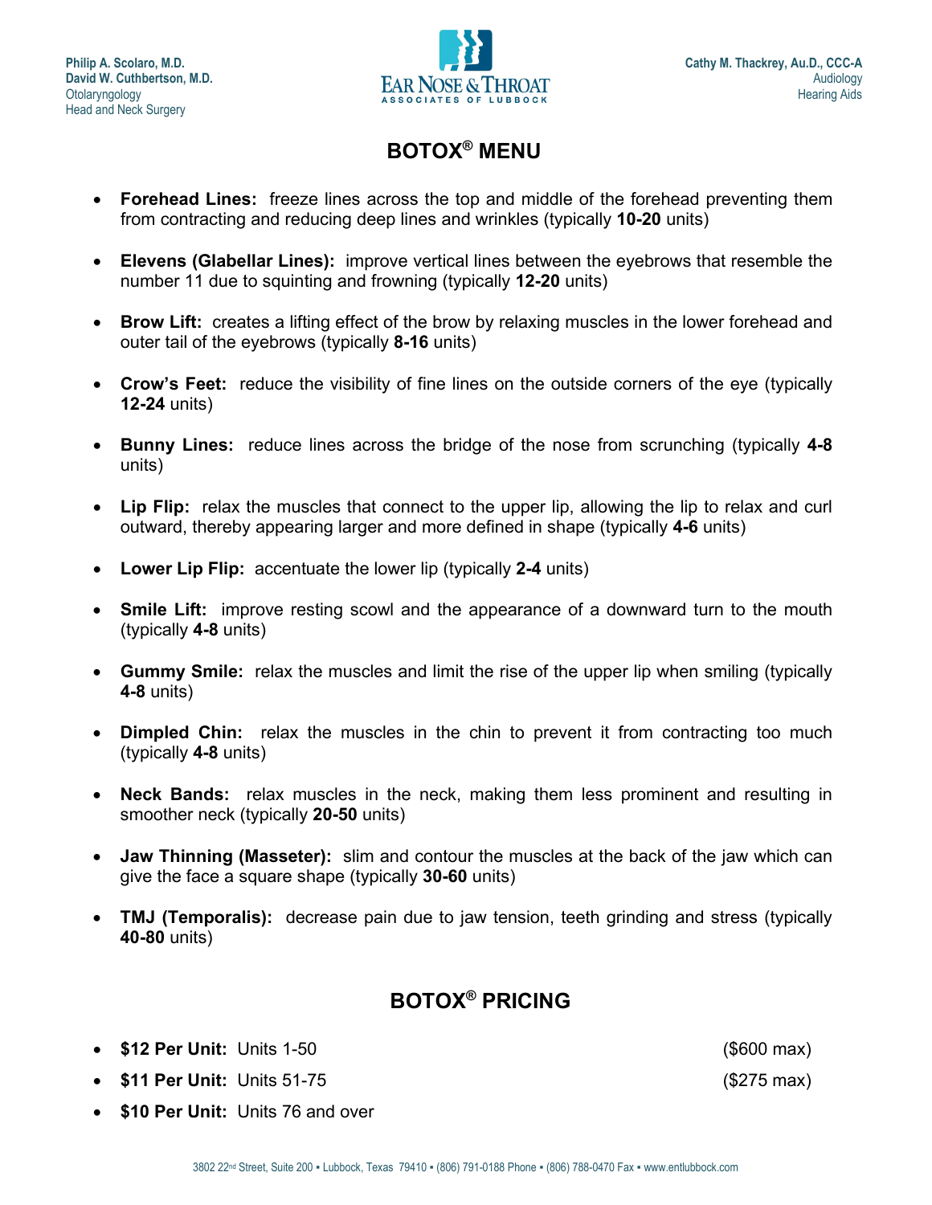# BOTOX® MENU

- **Forehead Lines:** freeze lines across the top and middle of the forehead preventing them from contracting and reducing deep lines and wrinkles (typically **10-20** units)
- **Elevens (Glabellar Lines):** improve vertical lines between the eyebrows that resemble the number 11 due to squinting and frowning (typically **12-20** units)
- **Brow Lift:** creates a lifting effect of the brow by relaxing muscles in the lower forehead and outer tail of the eyebrows (typically **8-16** units)
- **Crow's Feet:** reduce the visibility of fine lines on the outside corners of the eye (typically **12-24** units)
- **Bunny Lines:** reduce lines across the bridge of the nose from scrunching (typically **4-8** units)
- **Lip Flip:** relax the muscles that connect to the upper lip, allowing the lip to relax and curl outward, thereby appearing larger and more defined in shape (typically **4-6** units)
- **Lower Lip Flip:** accentuate the lower lip (typically **2-4** units)
- **Smile Lift:** improve resting scowl and the appearance of a downward turn to the mouth (typically **4-8** units)
- **Gummy Smile:** relax the muscles and limit the rise of the upper lip when smiling (typically **4-8** units)
- **Dimpled Chin:** relax the muscles in the chin to prevent it from contracting too much (typically **4-8** units)
- **Neck Bands:** relax muscles in the neck, making them less prominent and resulting in smoother neck (typically **20-50** units)
- **Jaw Thinning (Masseter):** slim and contour the muscles at the back of the jaw which can give the face a square shape (typically **30-60** units)
- **TMJ (Temporalis):** decrease pain due to jaw tension, teeth grinding and stress (typically **40-80** units)

# BOTOX® PRICING

- **$12 Per Unit:** Units 1-50 ($600 max)
- **$11 Per Unit:** Units 51-75 ($275 max)
- **$10 Per Unit:** Units 76 and over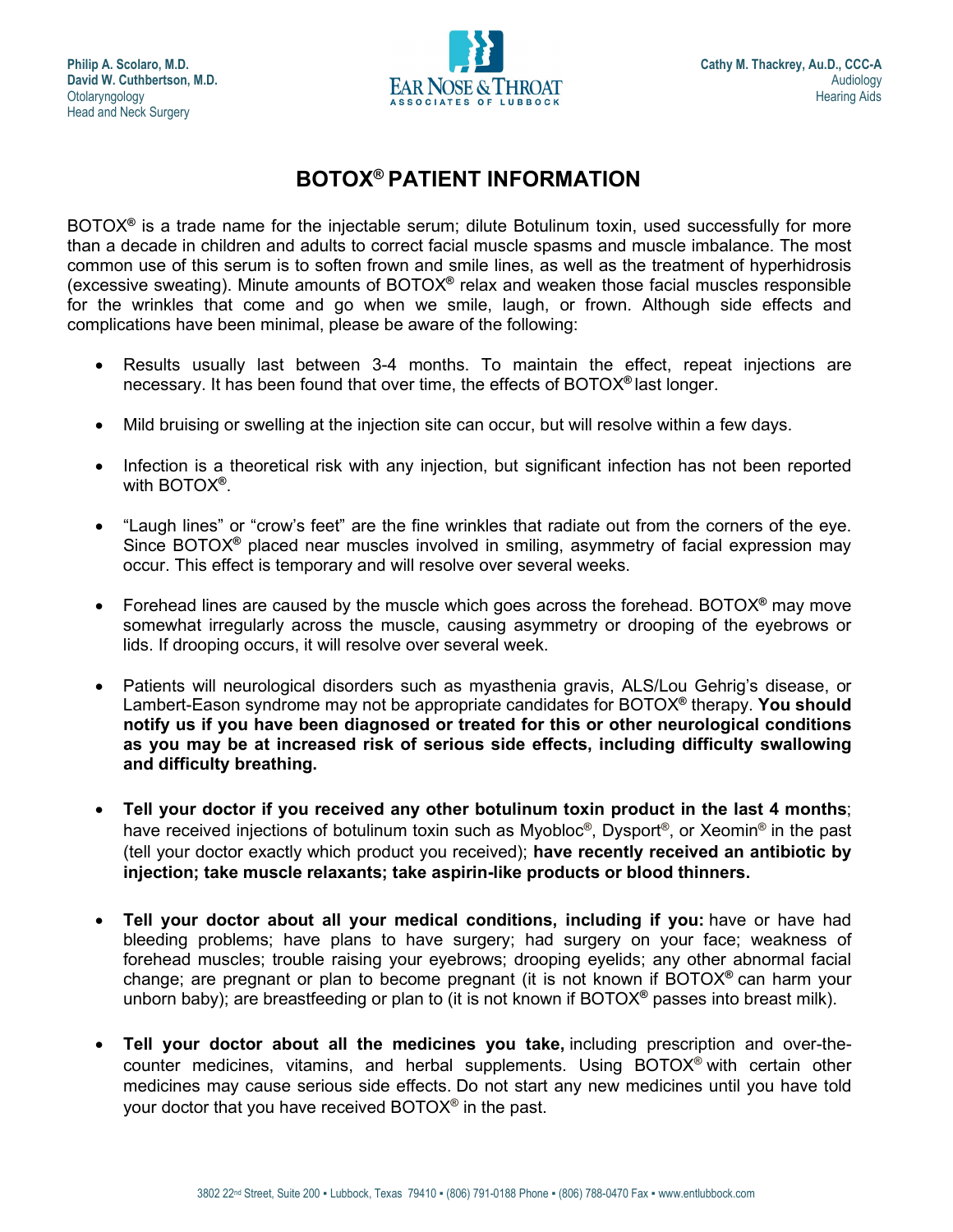Philip A. Scolaro, M.D.
David W. Cuthbertson, M.D.
Otolaryngology
Head and Neck Surgery

EAR NOSE & THROAT
ASSOCIATES OF LUBBOCK

Cathy M. Thackrey, Au.D., CCC-A
Audiology
Hearing Aids

# BOTOX® PATIENT INFORMATION

BOTOX® is a trade name for the injectable serum; dilute Botulinum toxin, used successfully for more than a decade in children and adults to correct facial muscle spasms and muscle imbalance. The most common use of this serum is to soften frown and smile lines, as well as the treatment of hyperhidrosis (excessive sweating). Minute amounts of BOTOX® relax and weaken those facial muscles responsible for the wrinkles that come and go when we smile, laugh, or frown. Although side effects and complications have been minimal, please be aware of the following:

- Results usually last between 3-4 months. To maintain the effect, repeat injections are necessary. It has been found that over time, the effects of BOTOX® last longer.

- Mild bruising or swelling at the injection site can occur, but will resolve within a few days.

- Infection is a theoretical risk with any injection, but significant infection has not been reported with BOTOX®.

- "Laugh lines" or "crow's feet" are the fine wrinkles that radiate out from the corners of the eye. Since BOTOX® placed near muscles involved in smiling, asymmetry of facial expression may occur. This effect is temporary and will resolve over several weeks.

- Forehead lines are caused by the muscle which goes across the forehead. BOTOX® may move somewhat irregularly across the muscle, causing asymmetry or drooping of the eyebrows or lids. If drooping occurs, it will resolve over several week.

- Patients will neurological disorders such as myasthenia gravis, ALS/Lou Gehrig's disease, or Lambert-Eason syndrome may not be appropriate candidates for BOTOX® therapy. **You should notify us if you have been diagnosed or treated for this or other neurological conditions as you may be at increased risk of serious side effects, including difficulty swallowing and difficulty breathing.**

- **Tell your doctor if you received any other botulinum toxin product in the last 4 months**; have received injections of botulinum toxin such as Myobloc®, Dysport®, or Xeomin® in the past (tell your doctor exactly which product you received); **have recently received an antibiotic by injection; take muscle relaxants; take aspirin-like products or blood thinners.**

- **Tell your doctor about all your medical conditions, including if you:** have or have had bleeding problems; have plans to have surgery; had surgery on your face; weakness of forehead muscles; trouble raising your eyebrows; drooping eyelids; any other abnormal facial change; are pregnant or plan to become pregnant (it is not known if BOTOX® can harm your unborn baby); are breastfeeding or plan to (it is not known if BOTOX® passes into breast milk).

- **Tell your doctor about all the medicines you take,** including prescription and over-the-counter medicines, vitamins, and herbal supplements. Using BOTOX® with certain other medicines may cause serious side effects. Do not start any new medicines until you have told your doctor that you have received BOTOX® in the past.

3802 22nd Street, Suite 200 ▪ Lubbock, Texas 79410 ▪ (806) 791-0188 Phone ▪ (806) 788-0470 Fax ▪ www.entlubbock.com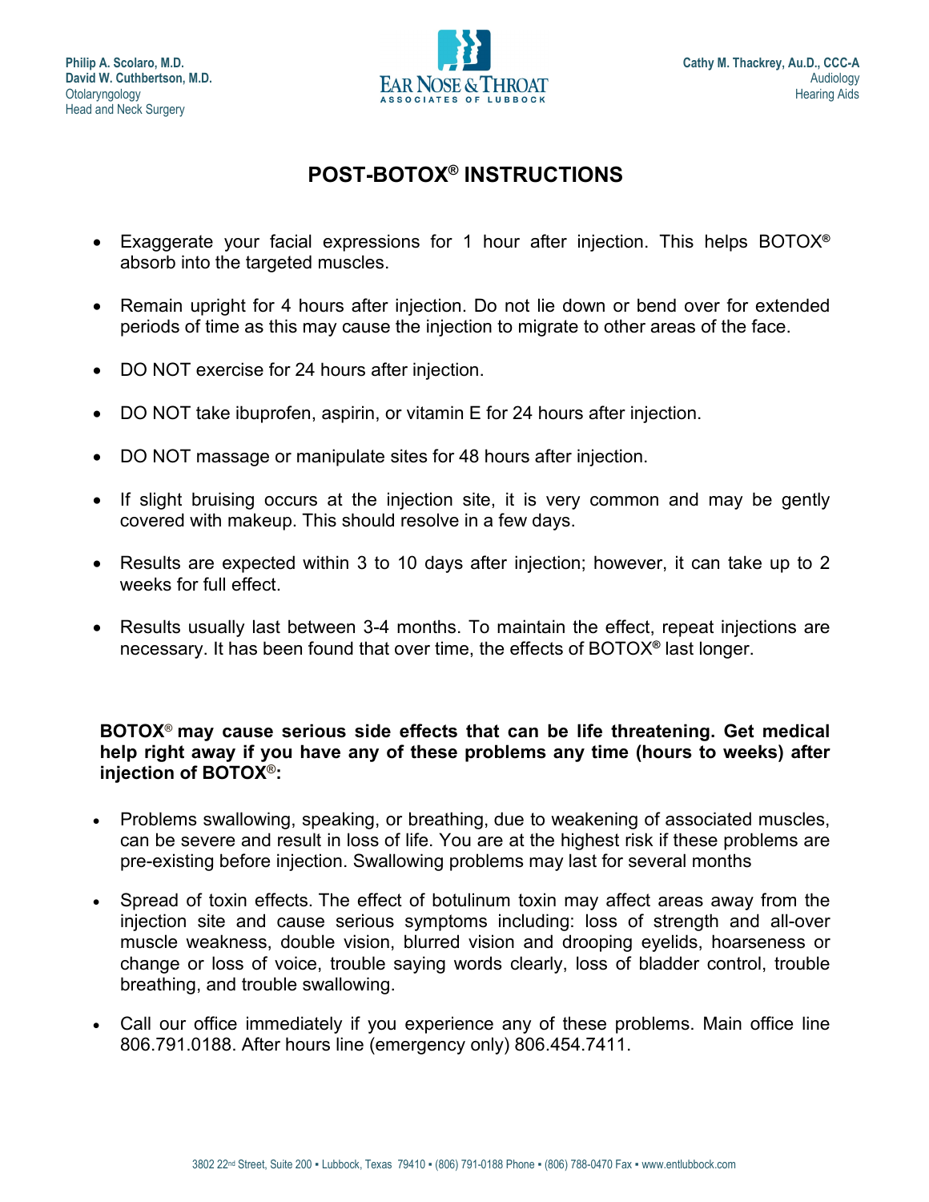Philip A. Scolaro, M.D.
David W. Cuthbertson, M.D.
Otolaryngology
Head and Neck Surgery

EAR NOSE & THROAT
ASSOCIATES OF LUBBOCK

Cathy M. Thackrey, Au.D., CCC-A
Audiology
Hearing Aids

# POST-BOTOX® INSTRUCTIONS

- Exaggerate your facial expressions for 1 hour after injection. This helps BOTOX® absorb into the targeted muscles.
- Remain upright for 4 hours after injection. Do not lie down or bend over for extended periods of time as this may cause the injection to migrate to other areas of the face.
- DO NOT exercise for 24 hours after injection.
- DO NOT take ibuprofen, aspirin, or vitamin E for 24 hours after injection.
- DO NOT massage or manipulate sites for 48 hours after injection.
- If slight bruising occurs at the injection site, it is very common and may be gently covered with makeup. This should resolve in a few days.
- Results are expected within 3 to 10 days after injection; however, it can take up to 2 weeks for full effect.
- Results usually last between 3-4 months. To maintain the effect, repeat injections are necessary. It has been found that over time, the effects of BOTOX® last longer.

**BOTOX® may cause serious side effects that can be life threatening. Get medical help right away if you have any of these problems any time (hours to weeks) after injection of BOTOX®:**

- Problems swallowing, speaking, or breathing, due to weakening of associated muscles, can be severe and result in loss of life. You are at the highest risk if these problems are pre-existing before injection. Swallowing problems may last for several months
- Spread of toxin effects. The effect of botulinum toxin may affect areas away from the injection site and cause serious symptoms including: loss of strength and all-over muscle weakness, double vision, blurred vision and drooping eyelids, hoarseness or change or loss of voice, trouble saying words clearly, loss of bladder control, trouble breathing, and trouble swallowing.
- Call our office immediately if you experience any of these problems. Main office line 806.791.0188. After hours line (emergency only) 806.454.7411.

3802 22nd Street, Suite 200 ▪ Lubbock, Texas 79410 ▪ (806) 791-0188 Phone ▪ (806) 788-0470 Fax ▪ www.entlubbock.com